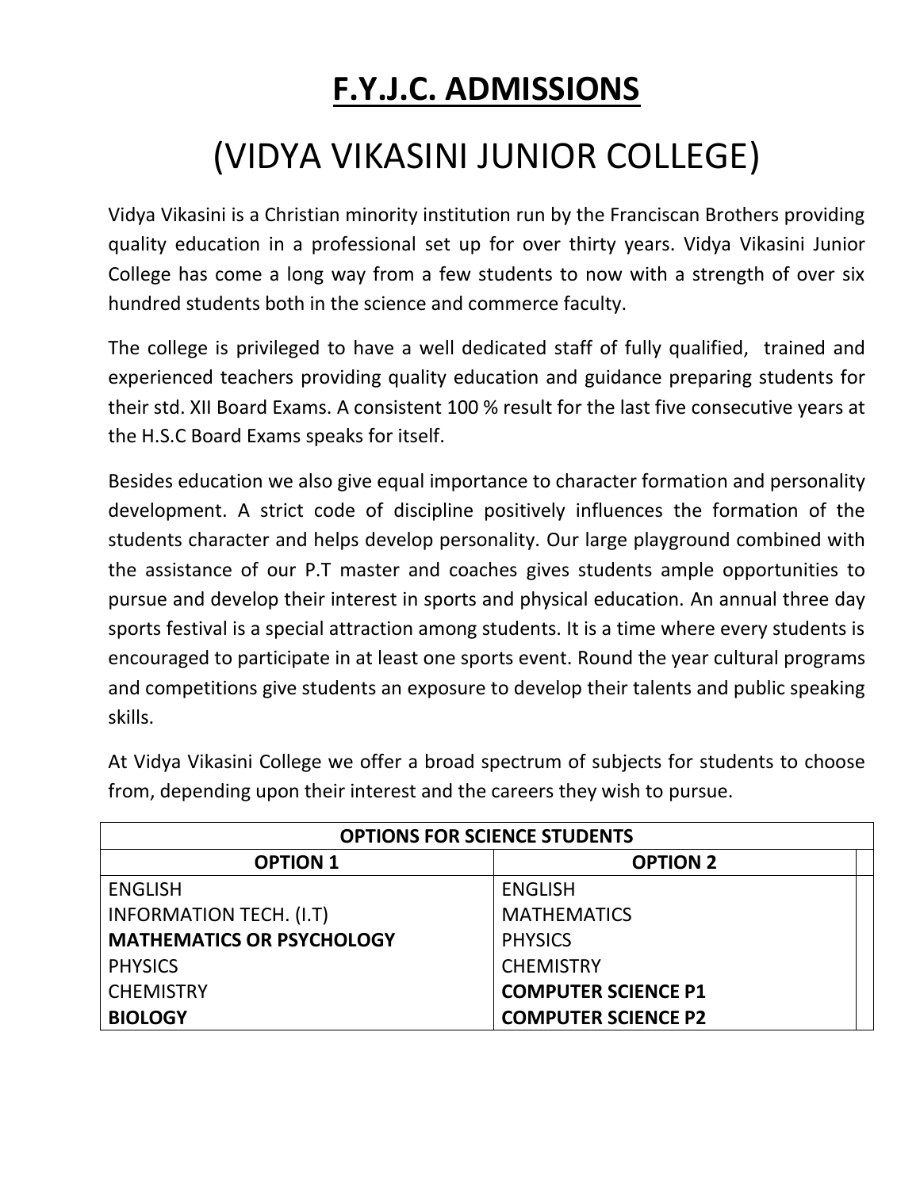# F.Y.J.C. ADMISSIONS

# (VIDYA VIKASINI JUNIOR COLLEGE)

Vidya Vikasini is a Christian minority institution run by the Franciscan Brothers providing quality education in a professional set up for over thirty years. Vidya Vikasini Junior College has come a long way from a few students to now with a strength of over six hundred students both in the science and commerce faculty.

The college is privileged to have a well dedicated staff of fully qualified, trained and experienced teachers providing quality education and guidance preparing students for their std. XII Board Exams. A consistent 100 % result for the last five consecutive years at the H.S.C Board Exams speaks for itself.

Besides education we also give equal importance to character formation and personality development. A strict code of discipline positively influences the formation of the students character and helps develop personality. Our large playground combined with the assistance of our P.T master and coaches gives students ample opportunities to pursue and develop their interest in sports and physical education. An annual three day sports festival is a special attraction among students. It is a time where every students is encouraged to participate in at least one sports event. Round the year cultural programs and competitions give students an exposure to develop their talents and public speaking skills.

At Vidya Vikasini College we offer a broad spectrum of subjects for students to choose from, depending upon their interest and the careers they wish to pursue.

| **OPTIONS FOR SCIENCE STUDENTS** | |
|---|---|
| **OPTION 1** | **OPTION 2** |
| ENGLISH | ENGLISH |
| INFORMATION TECH. (I.T) | MATHEMATICS |
| **MATHEMATICS OR PSYCHOLOGY** | PHYSICS |
| PHYSICS | CHEMISTRY |
| CHEMISTRY | **COMPUTER SCIENCE P1** |
| **BIOLOGY** | **COMPUTER SCIENCE P2** |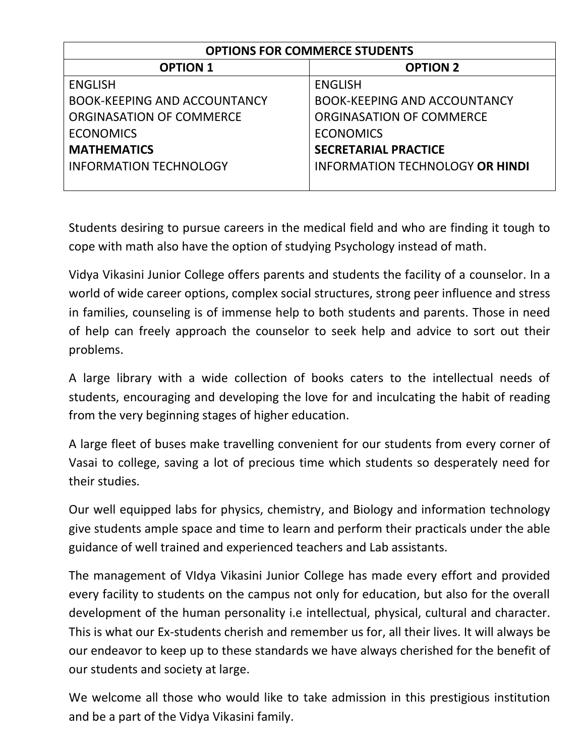| OPTIONS FOR COMMERCE STUDENTS | |
|---|---|
| **OPTION 1** | **OPTION 2** |
| ENGLISH<br>BOOK-KEEPING AND ACCOUNTANCY<br>ORGINASATION OF COMMERCE<br>ECONOMICS<br>**MATHEMATICS**<br>INFORMATION TECHNOLOGY | ENGLISH<br>BOOK-KEEPING AND ACCOUNTANCY<br>ORGINASATION OF COMMERCE<br>ECONOMICS<br>**SECRETARIAL PRACTICE**<br>INFORMATION TECHNOLOGY **OR HINDI** |

Students desiring to pursue careers in the medical field and who are finding it tough to cope with math also have the option of studying Psychology instead of math.

Vidya Vikasini Junior College offers parents and students the facility of a counselor. In a world of wide career options, complex social structures, strong peer influence and stress in families, counseling is of immense help to both students and parents. Those in need of help can freely approach the counselor to seek help and advice to sort out their problems.

A large library with a wide collection of books caters to the intellectual needs of students, encouraging and developing the love for and inculcating the habit of reading from the very beginning stages of higher education.

A large fleet of buses make travelling convenient for our students from every corner of Vasai to college, saving a lot of precious time which students so desperately need for their studies.

Our well equipped labs for physics, chemistry, and Biology and information technology give students ample space and time to learn and perform their practicals under the able guidance of well trained and experienced teachers and Lab assistants.

The management of VIdya Vikasini Junior College has made every effort and provided every facility to students on the campus not only for education, but also for the overall development of the human personality i.e intellectual, physical, cultural and character. This is what our Ex-students cherish and remember us for, all their lives. It will always be our endeavor to keep up to these standards we have always cherished for the benefit of our students and society at large.

We welcome all those who would like to take admission in this prestigious institution and be a part of the Vidya Vikasini family.